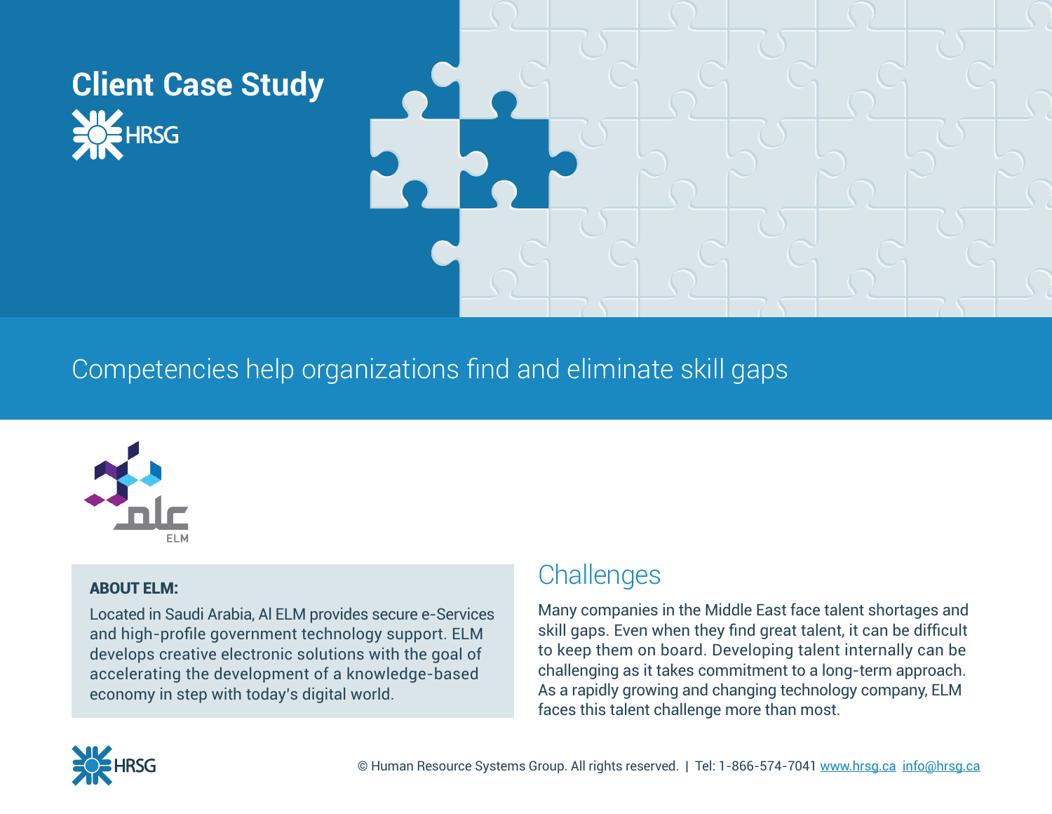# Client Case Study

HRSG

## Competencies help organizations find and eliminate skill gaps

ELM

**ABOUT ELM:**

Located in Saudi Arabia, Al ELM provides secure e-Services and high-profile government technology support. ELM develops creative electronic solutions with the goal of accelerating the development of a knowledge-based economy in step with today's digital world.

## Challenges

Many companies in the Middle East face talent shortages and skill gaps. Even when they find great talent, it can be difficult to keep them on board. Developing talent internally can be challenging as it takes commitment to a long-term approach. As a rapidly growing and changing technology company, ELM faces this talent challenge more than most.

© Human Resource Systems Group. All rights reserved. | Tel: 1-866-574-7041 www.hrsg.ca info@hrsg.ca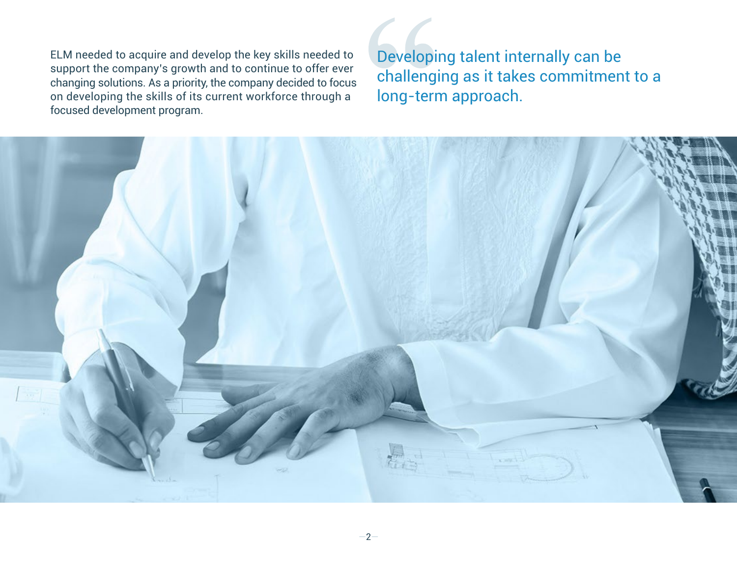ELM needed to acquire and develop the key skills needed to support the company's growth and to continue to offer ever changing solutions. As a priority, the company decided to focus on developing the skills of its current workforce through a focused development program.

> Developing talent internally can be challenging as it takes commitment to a long-term approach.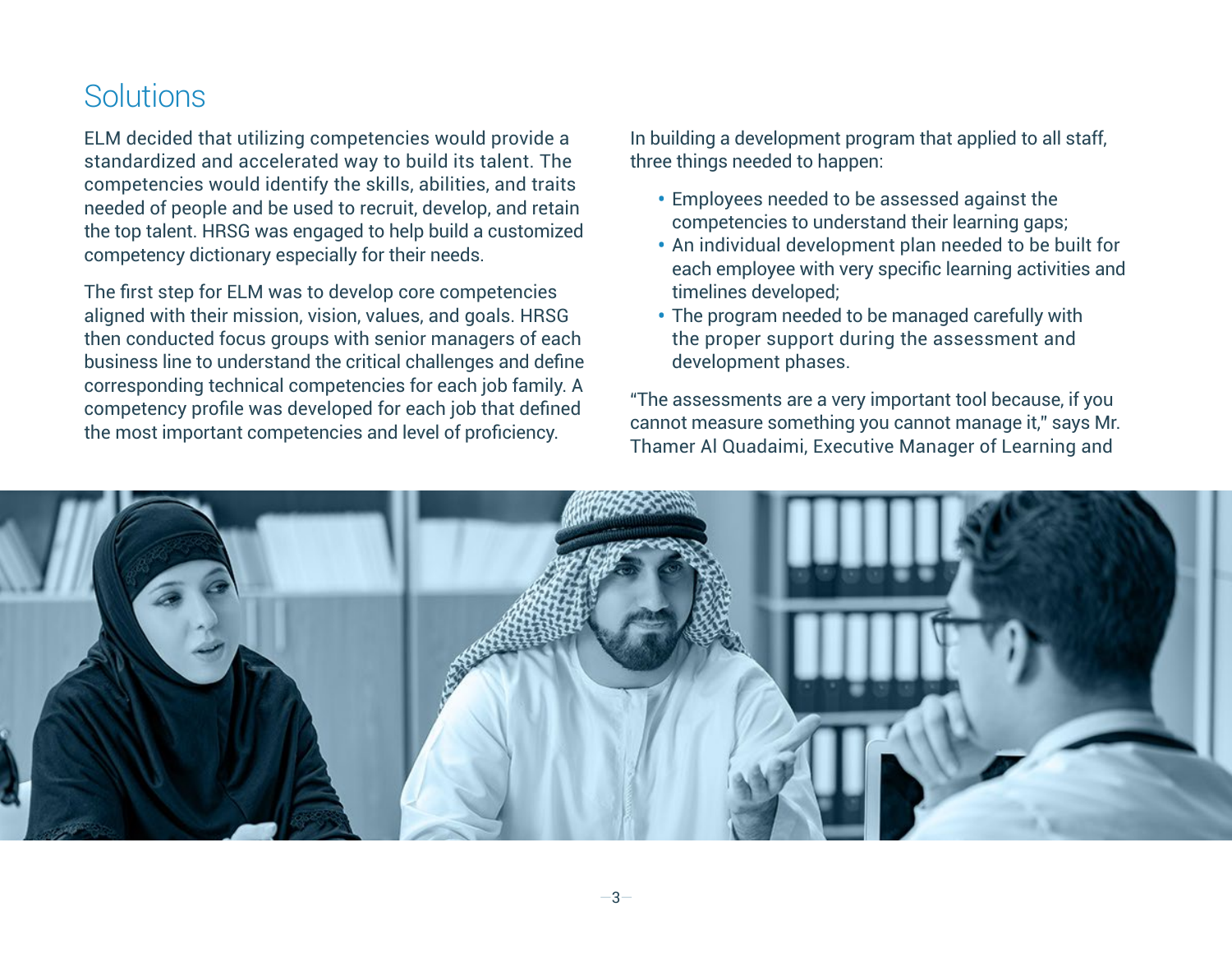## Solutions

ELM decided that utilizing competencies would provide a standardized and accelerated way to build its talent. The competencies would identify the skills, abilities, and traits needed of people and be used to recruit, develop, and retain the top talent. HRSG was engaged to help build a customized competency dictionary especially for their needs.

The first step for ELM was to develop core competencies aligned with their mission, vision, values, and goals. HRSG then conducted focus groups with senior managers of each business line to understand the critical challenges and define corresponding technical competencies for each job family. A competency profile was developed for each job that defined the most important competencies and level of proficiency.

In building a development program that applied to all staff, three things needed to happen:

- Employees needed to be assessed against the competencies to understand their learning gaps;
- An individual development plan needed to be built for each employee with very specific learning activities and timelines developed;
- The program needed to be managed carefully with the proper support during the assessment and development phases.

"The assessments are a very important tool because, if you cannot measure something you cannot manage it," says Mr. Thamer Al Quadaimi, Executive Manager of Learning and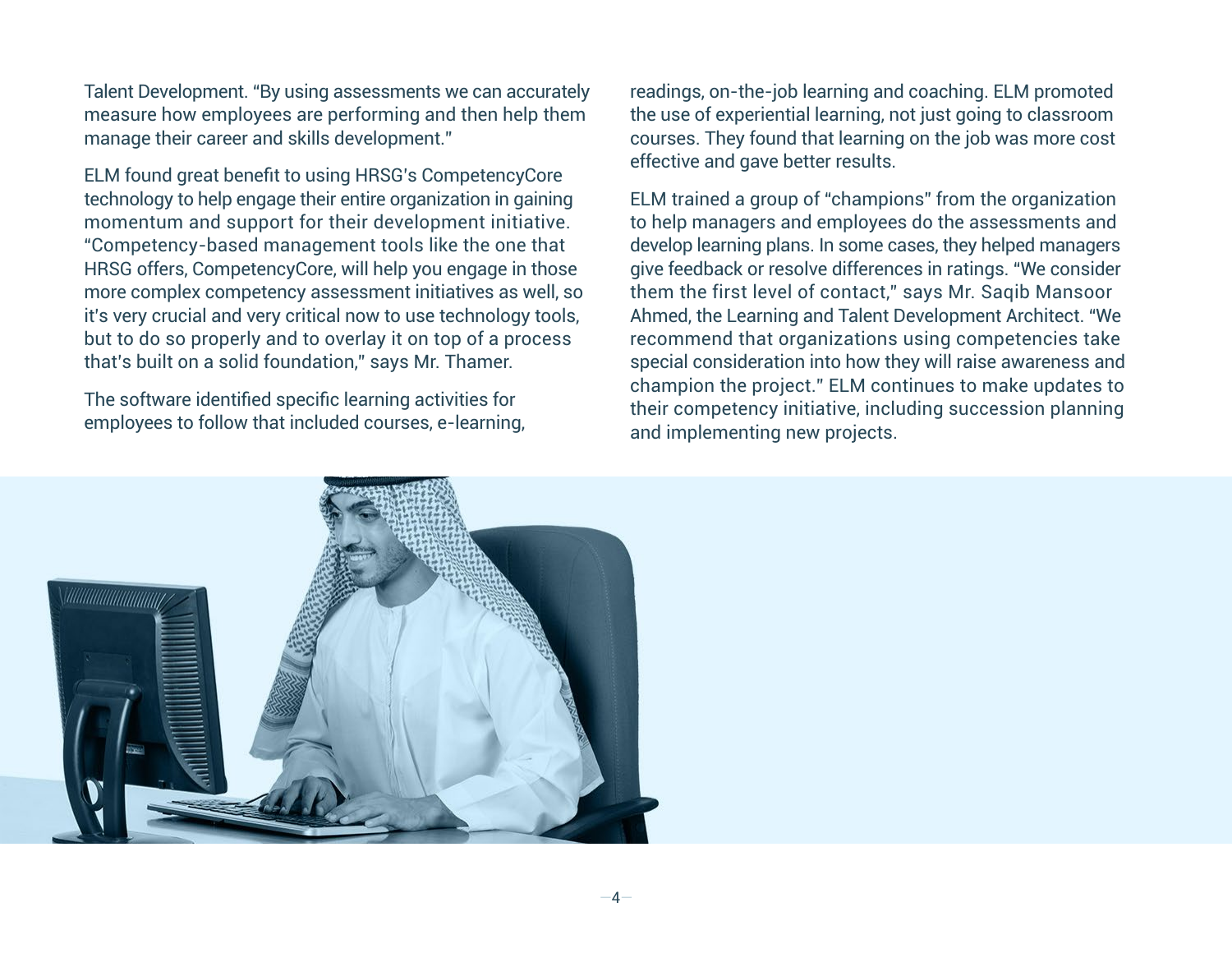Talent Development. "By using assessments we can accurately measure how employees are performing and then help them manage their career and skills development."

ELM found great benefit to using HRSG's CompetencyCore technology to help engage their entire organization in gaining momentum and support for their development initiative. "Competency-based management tools like the one that HRSG offers, CompetencyCore, will help you engage in those more complex competency assessment initiatives as well, so it's very crucial and very critical now to use technology tools, but to do so properly and to overlay it on top of a process that's built on a solid foundation," says Mr. Thamer.

The software identified specific learning activities for employees to follow that included courses, e-learning, readings, on-the-job learning and coaching. ELM promoted the use of experiential learning, not just going to classroom courses. They found that learning on the job was more cost effective and gave better results.

ELM trained a group of "champions" from the organization to help managers and employees do the assessments and develop learning plans. In some cases, they helped managers give feedback or resolve differences in ratings. "We consider them the first level of contact," says Mr. Saqib Mansoor Ahmed, the Learning and Talent Development Architect. "We recommend that organizations using competencies take special consideration into how they will raise awareness and champion the project." ELM continues to make updates to their competency initiative, including succession planning and implementing new projects.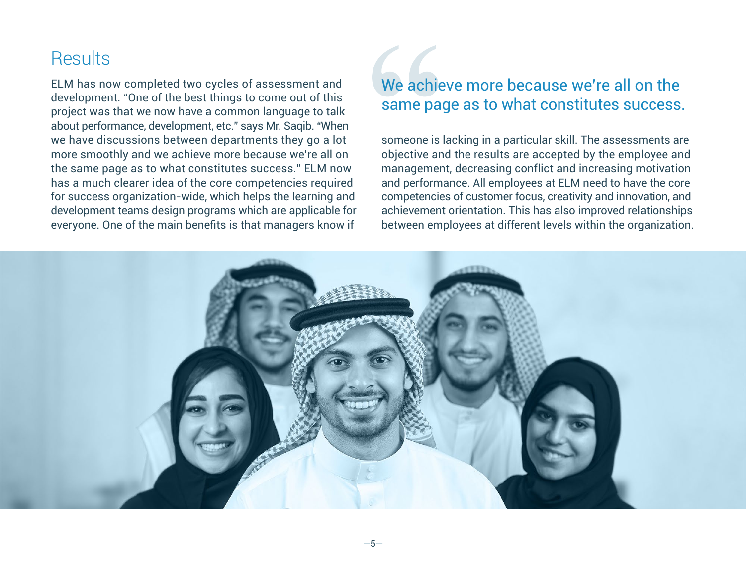## Results

ELM has now completed two cycles of assessment and development. "One of the best things to come out of this project was that we now have a common language to talk about performance, development, etc." says Mr. Saqib. "When we have discussions between departments they go a lot more smoothly and we achieve more because we're all on the same page as to what constitutes success." ELM now has a much clearer idea of the core competencies required for success organization-wide, which helps the learning and development teams design programs which are applicable for everyone. One of the main benefits is that managers know if someone is lacking in a particular skill. The assessments are objective and the results are accepted by the employee and management, decreasing conflict and increasing motivation and performance. All employees at ELM need to have the core competencies of customer focus, creativity and innovation, and achievement orientation. This has also improved relationships between employees at different levels within the organization.

> We achieve more because we're all on the same page as to what constitutes success.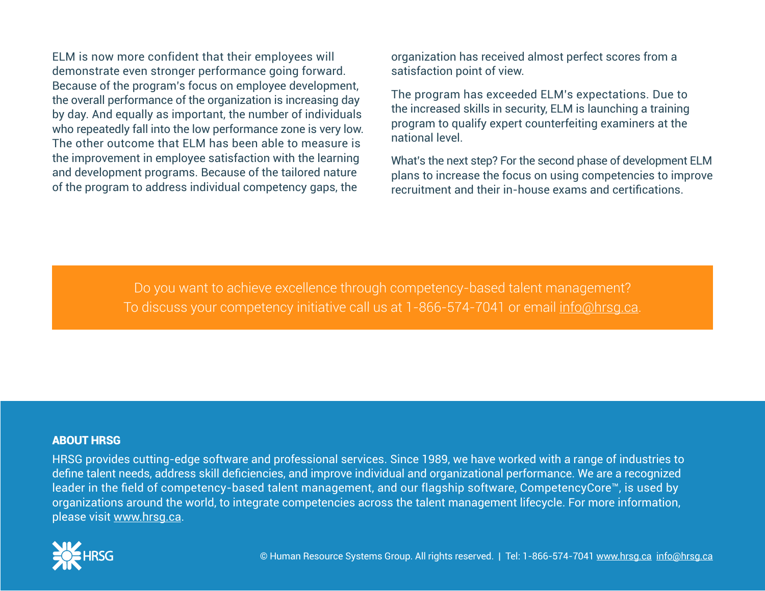ELM is now more confident that their employees will demonstrate even stronger performance going forward. Because of the program's focus on employee development, the overall performance of the organization is increasing day by day. And equally as important, the number of individuals who repeatedly fall into the low performance zone is very low. The other outcome that ELM has been able to measure is the improvement in employee satisfaction with the learning and development programs. Because of the tailored nature of the program to address individual competency gaps, the organization has received almost perfect scores from a satisfaction point of view.

The program has exceeded ELM's expectations. Due to the increased skills in security, ELM is launching a training program to qualify expert counterfeiting examiners at the national level.

What's the next step? For the second phase of development ELM plans to increase the focus on using competencies to improve recruitment and their in-house exams and certifications.

Do you want to achieve excellence through competency-based talent management?
To discuss your competency initiative call us at 1-866-574-7041 or email info@hrsg.ca.

**ABOUT HRSG**

HRSG provides cutting-edge software and professional services. Since 1989, we have worked with a range of industries to define talent needs, address skill deficiencies, and improve individual and organizational performance. We are a recognized leader in the field of competency-based talent management, and our flagship software, CompetencyCore™, is used by organizations around the world, to integrate competencies across the talent management lifecycle. For more information, please visit www.hrsg.ca.

HRSG

© Human Resource Systems Group. All rights reserved. | Tel: 1-866-574-7041 www.hrsg.ca info@hrsg.ca